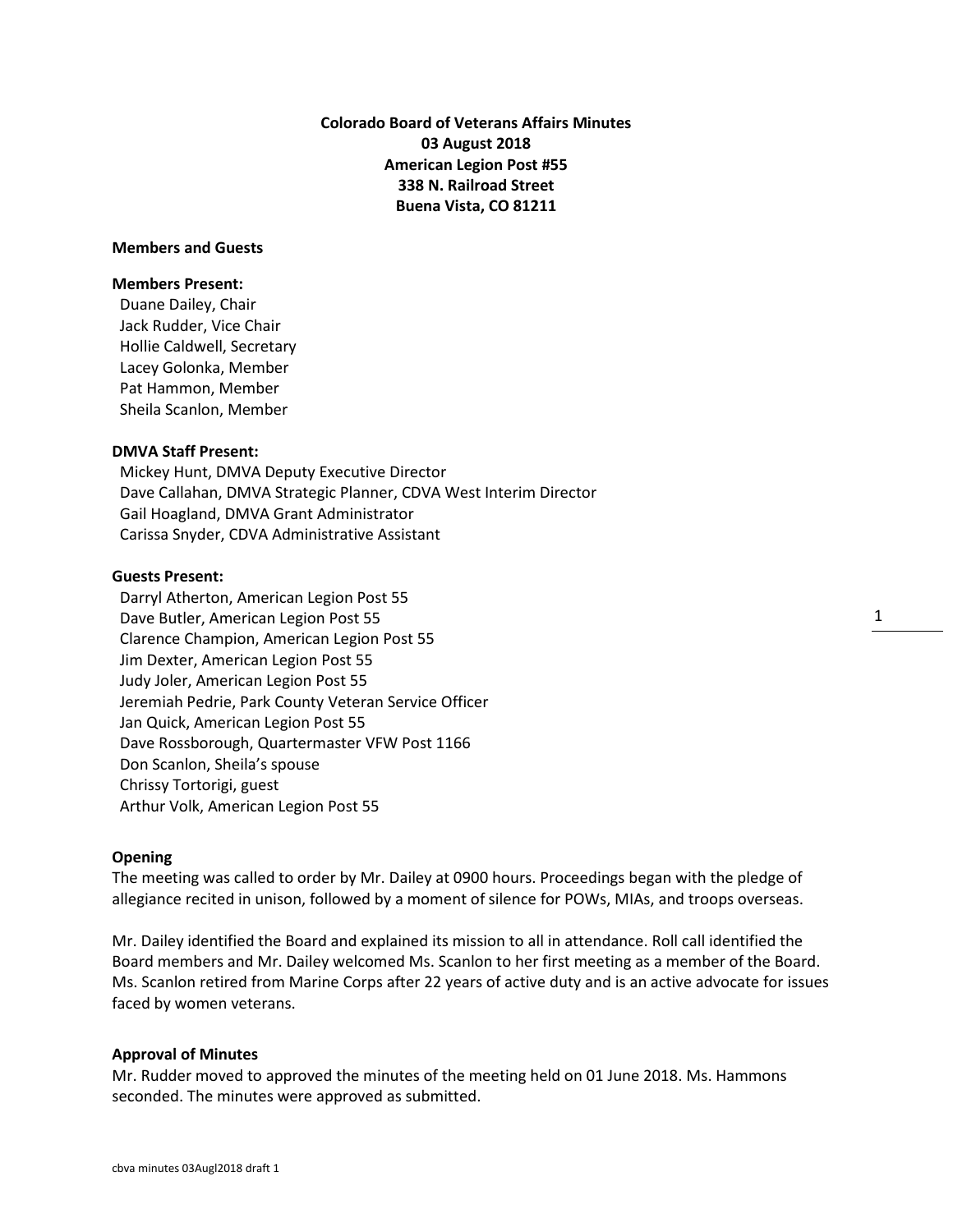**Colorado Board of Veterans Affairs Minutes**
**03 August 2018**
**American Legion Post #55**
**338 N. Railroad Street**
**Buena Vista, CO 81211**

**Members and Guests**

**Members Present:**
Duane Dailey, Chair
Jack Rudder, Vice Chair
Hollie Caldwell, Secretary
Lacey Golonka, Member
Pat Hammon, Member
Sheila Scanlon, Member

**DMVA Staff Present:**
Mickey Hunt, DMVA Deputy Executive Director
Dave Callahan, DMVA Strategic Planner, CDVA West Interim Director
Gail Hoagland, DMVA Grant Administrator
Carissa Snyder, CDVA Administrative Assistant

**Guests Present:**
Darryl Atherton, American Legion Post 55
Dave Butler, American Legion Post 55
Clarence Champion, American Legion Post 55
Jim Dexter, American Legion Post 55
Judy Joler, American Legion Post 55
Jeremiah Pedrie, Park County Veteran Service Officer
Jan Quick, American Legion Post 55
Dave Rossborough, Quartermaster VFW Post 1166
Don Scanlon, Sheila's spouse
Chrissy Tortorigi, guest
Arthur Volk, American Legion Post 55

**Opening**
The meeting was called to order by Mr. Dailey at 0900 hours. Proceedings began with the pledge of allegiance recited in unison, followed by a moment of silence for POWs, MIAs, and troops overseas.

Mr. Dailey identified the Board and explained its mission to all in attendance. Roll call identified the Board members and Mr. Dailey welcomed Ms. Scanlon to her first meeting as a member of the Board. Ms. Scanlon retired from Marine Corps after 22 years of active duty and is an active advocate for issues faced by women veterans.

**Approval of Minutes**
Mr. Rudder moved to approved the minutes of the meeting held on 01 June 2018. Ms. Hammons seconded. The minutes were approved as submitted.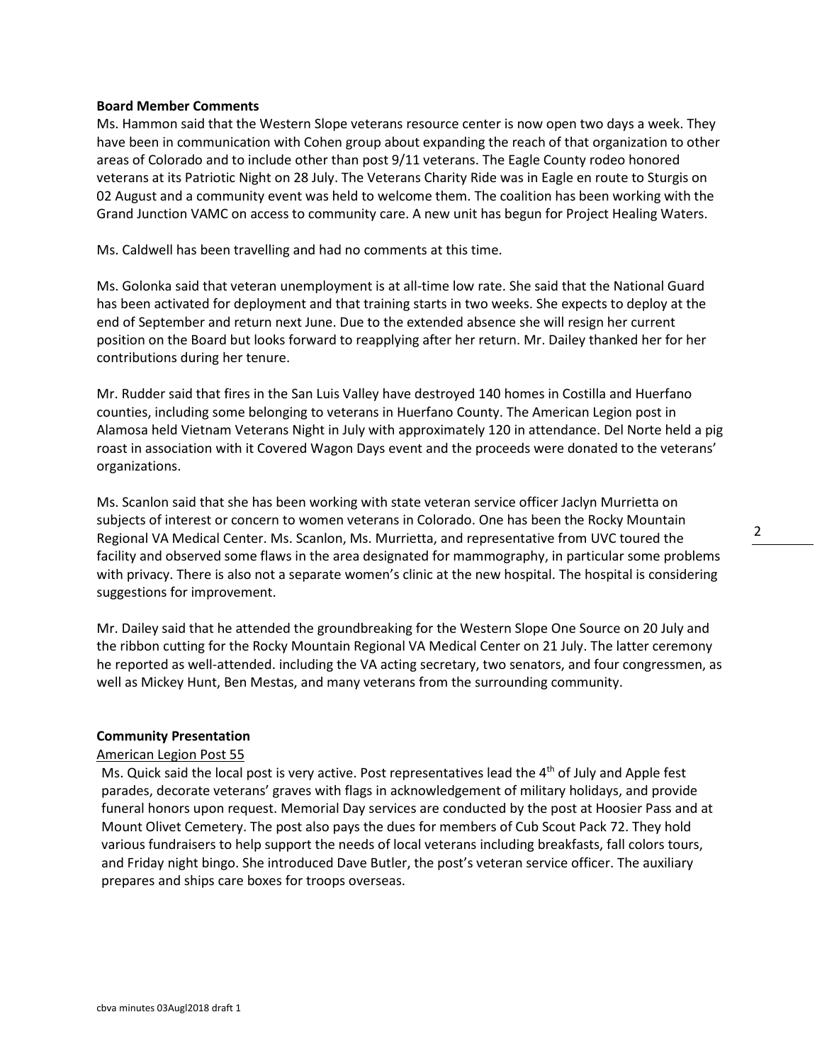**Board Member Comments**

Ms. Hammon said that the Western Slope veterans resource center is now open two days a week. They have been in communication with Cohen group about expanding the reach of that organization to other areas of Colorado and to include other than post 9/11 veterans. The Eagle County rodeo honored veterans at its Patriotic Night on 28 July. The Veterans Charity Ride was in Eagle en route to Sturgis on 02 August and a community event was held to welcome them. The coalition has been working with the Grand Junction VAMC on access to community care. A new unit has begun for Project Healing Waters.

Ms. Caldwell has been travelling and had no comments at this time.

Ms. Golonka said that veteran unemployment is at all-time low rate. She said that the National Guard has been activated for deployment and that training starts in two weeks. She expects to deploy at the end of September and return next June. Due to the extended absence she will resign her current position on the Board but looks forward to reapplying after her return. Mr. Dailey thanked her for her contributions during her tenure.

Mr. Rudder said that fires in the San Luis Valley have destroyed 140 homes in Costilla and Huerfano counties, including some belonging to veterans in Huerfano County. The American Legion post in Alamosa held Vietnam Veterans Night in July with approximately 120 in attendance. Del Norte held a pig roast in association with it Covered Wagon Days event and the proceeds were donated to the veterans' organizations.

Ms. Scanlon said that she has been working with state veteran service officer Jaclyn Murrietta on subjects of interest or concern to women veterans in Colorado. One has been the Rocky Mountain Regional VA Medical Center. Ms. Scanlon, Ms. Murrietta, and representative from UVC toured the facility and observed some flaws in the area designated for mammography, in particular some problems with privacy. There is also not a separate women's clinic at the new hospital. The hospital is considering suggestions for improvement.

Mr. Dailey said that he attended the groundbreaking for the Western Slope One Source on 20 July and the ribbon cutting for the Rocky Mountain Regional VA Medical Center on 21 July. The latter ceremony he reported as well-attended. including the VA acting secretary, two senators, and four congressmen, as well as Mickey Hunt, Ben Mestas, and many veterans from the surrounding community.

**Community Presentation**

American Legion Post 55

Ms. Quick said the local post is very active. Post representatives lead the 4th of July and Apple fest parades, decorate veterans' graves with flags in acknowledgement of military holidays, and provide funeral honors upon request. Memorial Day services are conducted by the post at Hoosier Pass and at Mount Olivet Cemetery. The post also pays the dues for members of Cub Scout Pack 72. They hold various fundraisers to help support the needs of local veterans including breakfasts, fall colors tours, and Friday night bingo. She introduced Dave Butler, the post's veteran service officer. The auxiliary prepares and ships care boxes for troops overseas.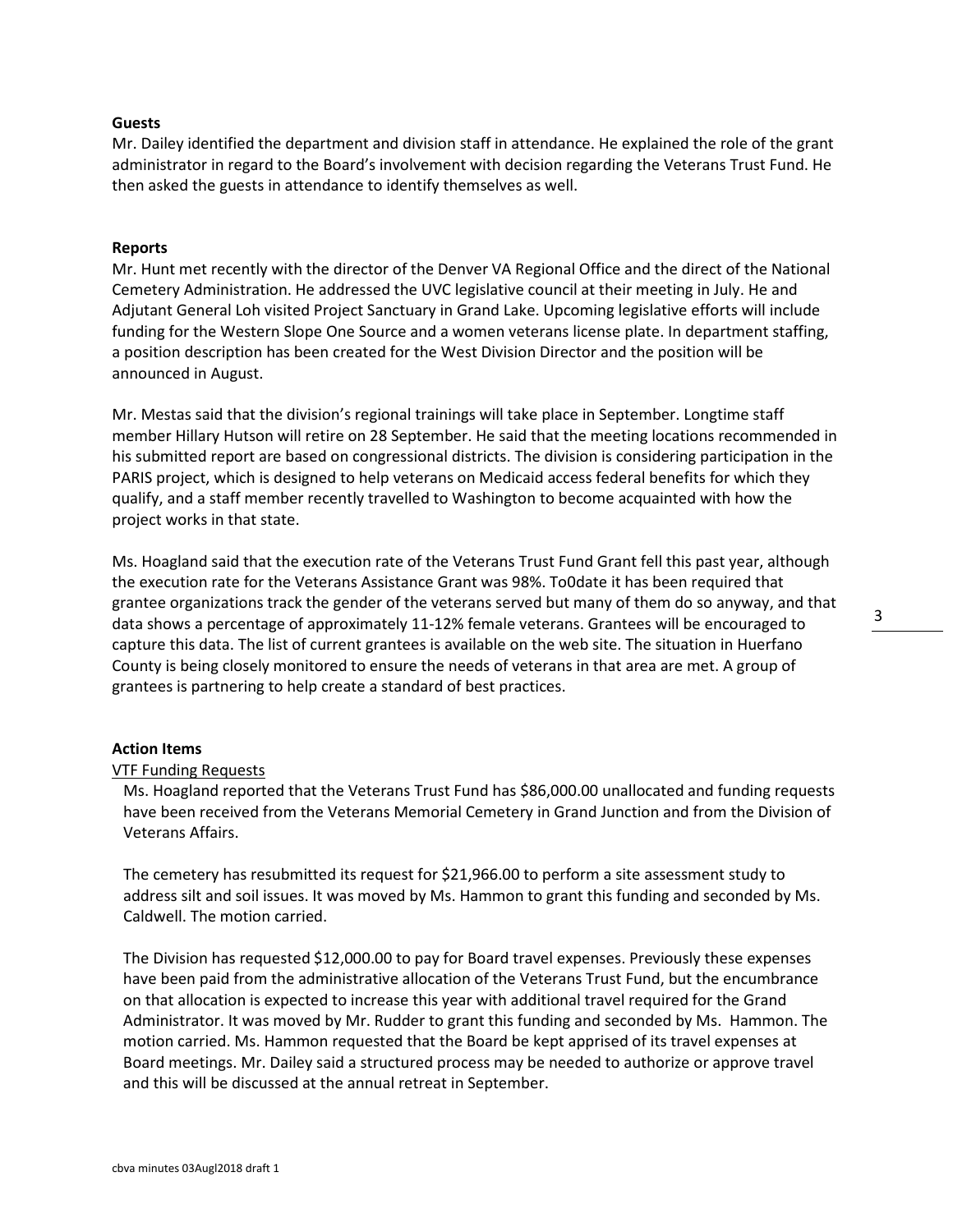**Guests**

Mr. Dailey identified the department and division staff in attendance. He explained the role of the grant administrator in regard to the Board's involvement with decision regarding the Veterans Trust Fund. He then asked the guests in attendance to identify themselves as well.

**Reports**

Mr. Hunt met recently with the director of the Denver VA Regional Office and the direct of the National Cemetery Administration. He addressed the UVC legislative council at their meeting in July. He and Adjutant General Loh visited Project Sanctuary in Grand Lake. Upcoming legislative efforts will include funding for the Western Slope One Source and a women veterans license plate. In department staffing, a position description has been created for the West Division Director and the position will be announced in August.

Mr. Mestas said that the division's regional trainings will take place in September. Longtime staff member Hillary Hutson will retire on 28 September. He said that the meeting locations recommended in his submitted report are based on congressional districts. The division is considering participation in the PARIS project, which is designed to help veterans on Medicaid access federal benefits for which they qualify, and a staff member recently travelled to Washington to become acquainted with how the project works in that state.

Ms. Hoagland said that the execution rate of the Veterans Trust Fund Grant fell this past year, although the execution rate for the Veterans Assistance Grant was 98%. To0date it has been required that grantee organizations track the gender of the veterans served but many of them do so anyway, and that data shows a percentage of approximately 11-12% female veterans. Grantees will be encouraged to capture this data. The list of current grantees is available on the web site. The situation in Huerfano County is being closely monitored to ensure the needs of veterans in that area are met. A group of grantees is partnering to help create a standard of best practices.

**Action Items**

<u>VTF Funding Requests</u>

Ms. Hoagland reported that the Veterans Trust Fund has $86,000.00 unallocated and funding requests have been received from the Veterans Memorial Cemetery in Grand Junction and from the Division of Veterans Affairs.

The cemetery has resubmitted its request for $21,966.00 to perform a site assessment study to address silt and soil issues. It was moved by Ms. Hammon to grant this funding and seconded by Ms. Caldwell. The motion carried.

The Division has requested $12,000.00 to pay for Board travel expenses. Previously these expenses have been paid from the administrative allocation of the Veterans Trust Fund, but the encumbrance on that allocation is expected to increase this year with additional travel required for the Grand Administrator. It was moved by Mr. Rudder to grant this funding and seconded by Ms. Hammon. The motion carried. Ms. Hammon requested that the Board be kept apprised of its travel expenses at Board meetings. Mr. Dailey said a structured process may be needed to authorize or approve travel and this will be discussed at the annual retreat in September.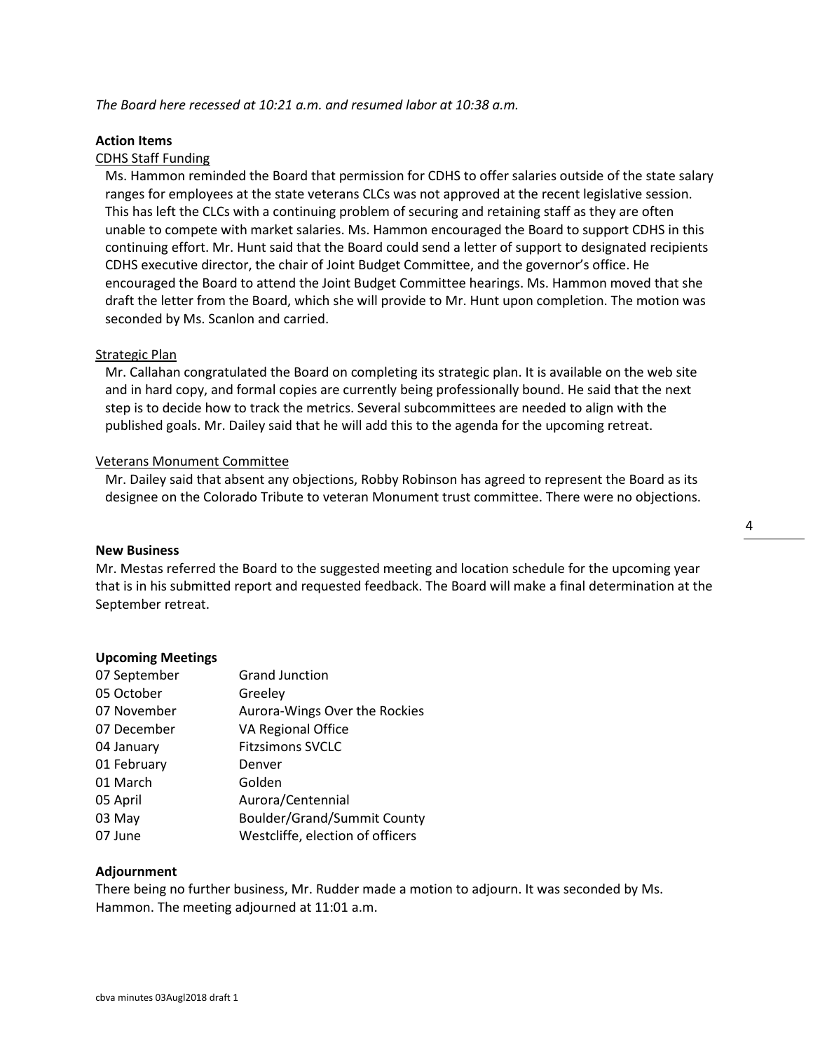*The Board here recessed at 10:21 a.m. and resumed labor at 10:38 a.m.*

**Action Items**

CDHS Staff Funding

Ms. Hammon reminded the Board that permission for CDHS to offer salaries outside of the state salary ranges for employees at the state veterans CLCs was not approved at the recent legislative session. This has left the CLCs with a continuing problem of securing and retaining staff as they are often unable to compete with market salaries. Ms. Hammon encouraged the Board to support CDHS in this continuing effort. Mr. Hunt said that the Board could send a letter of support to designated recipients CDHS executive director, the chair of Joint Budget Committee, and the governor's office. He encouraged the Board to attend the Joint Budget Committee hearings. Ms. Hammon moved that she draft the letter from the Board, which she will provide to Mr. Hunt upon completion. The motion was seconded by Ms. Scanlon and carried.

Strategic Plan

Mr. Callahan congratulated the Board on completing its strategic plan. It is available on the web site and in hard copy, and formal copies are currently being professionally bound. He said that the next step is to decide how to track the metrics. Several subcommittees are needed to align with the published goals. Mr. Dailey said that he will add this to the agenda for the upcoming retreat.

Veterans Monument Committee

Mr. Dailey said that absent any objections, Robby Robinson has agreed to represent the Board as its designee on the Colorado Tribute to veteran Monument trust committee. There were no objections.

**New Business**

Mr. Mestas referred the Board to the suggested meeting and location schedule for the upcoming year that is in his submitted report and requested feedback. The Board will make a final determination at the September retreat.

**Upcoming Meetings**

| | |
|---|---|
| 07 September | Grand Junction |
| 05 October | Greeley |
| 07 November | Aurora-Wings Over the Rockies |
| 07 December | VA Regional Office |
| 04 January | Fitzsimons SVCLC |
| 01 February | Denver |
| 01 March | Golden |
| 05 April | Aurora/Centennial |
| 03 May | Boulder/Grand/Summit County |
| 07 June | Westcliffe, election of officers |

**Adjournment**

There being no further business, Mr. Rudder made a motion to adjourn. It was seconded by Ms. Hammon. The meeting adjourned at 11:01 a.m.